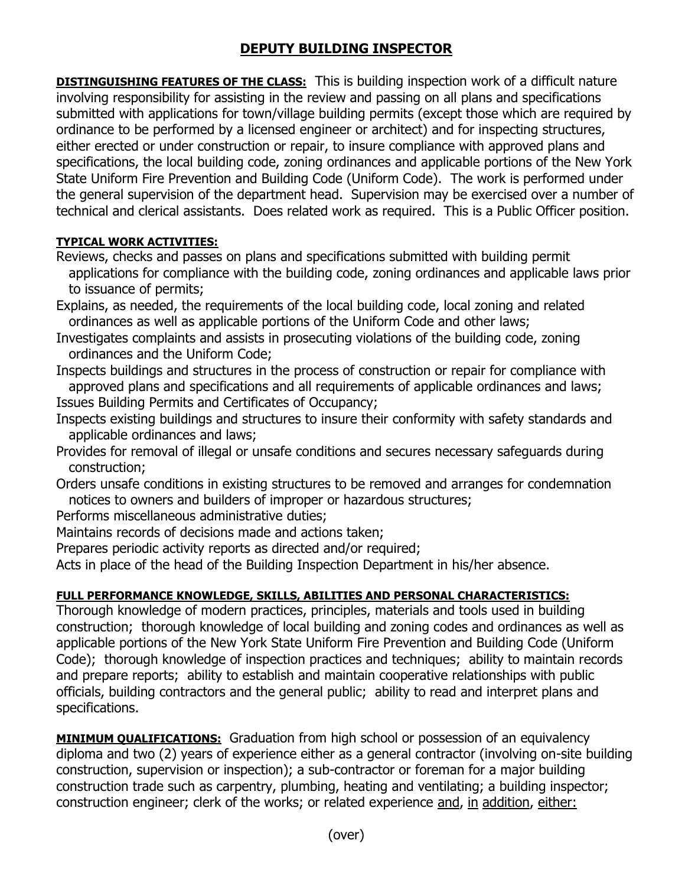# DEPUTY BUILDING INSPECTOR

**DISTINGUISHING FEATURES OF THE CLASS:** This is building inspection work of a difficult nature involving responsibility for assisting in the review and passing on all plans and specifications submitted with applications for town/village building permits (except those which are required by ordinance to be performed by a licensed engineer or architect) and for inspecting structures, either erected or under construction or repair, to insure compliance with approved plans and specifications, the local building code, zoning ordinances and applicable portions of the New York State Uniform Fire Prevention and Building Code (Uniform Code). The work is performed under the general supervision of the department head. Supervision may be exercised over a number of technical and clerical assistants. Does related work as required. This is a Public Officer position.

**TYPICAL WORK ACTIVITIES:**

Reviews, checks and passes on plans and specifications submitted with building permit applications for compliance with the building code, zoning ordinances and applicable laws prior to issuance of permits;

Explains, as needed, the requirements of the local building code, local zoning and related ordinances as well as applicable portions of the Uniform Code and other laws;

Investigates complaints and assists in prosecuting violations of the building code, zoning ordinances and the Uniform Code;

Inspects buildings and structures in the process of construction or repair for compliance with approved plans and specifications and all requirements of applicable ordinances and laws;

Issues Building Permits and Certificates of Occupancy;

Inspects existing buildings and structures to insure their conformity with safety standards and applicable ordinances and laws;

Provides for removal of illegal or unsafe conditions and secures necessary safeguards during construction;

Orders unsafe conditions in existing structures to be removed and arranges for condemnation notices to owners and builders of improper or hazardous structures;

Performs miscellaneous administrative duties;

Maintains records of decisions made and actions taken;

Prepares periodic activity reports as directed and/or required;

Acts in place of the head of the Building Inspection Department in his/her absence.

**FULL PERFORMANCE KNOWLEDGE, SKILLS, ABILITIES AND PERSONAL CHARACTERISTICS:**
Thorough knowledge of modern practices, principles, materials and tools used in building construction; thorough knowledge of local building and zoning codes and ordinances as well as applicable portions of the New York State Uniform Fire Prevention and Building Code (Uniform Code); thorough knowledge of inspection practices and techniques; ability to maintain records and prepare reports; ability to establish and maintain cooperative relationships with public officials, building contractors and the general public; ability to read and interpret plans and specifications.

**MINIMUM QUALIFICATIONS:** Graduation from high school or possession of an equivalency diploma and two (2) years of experience either as a general contractor (involving on-site building construction, supervision or inspection); a sub-contractor or foreman for a major building construction trade such as carpentry, plumbing, heating and ventilating; a building inspector; construction engineer; clerk of the works; or related experience and, in addition, either:

(over)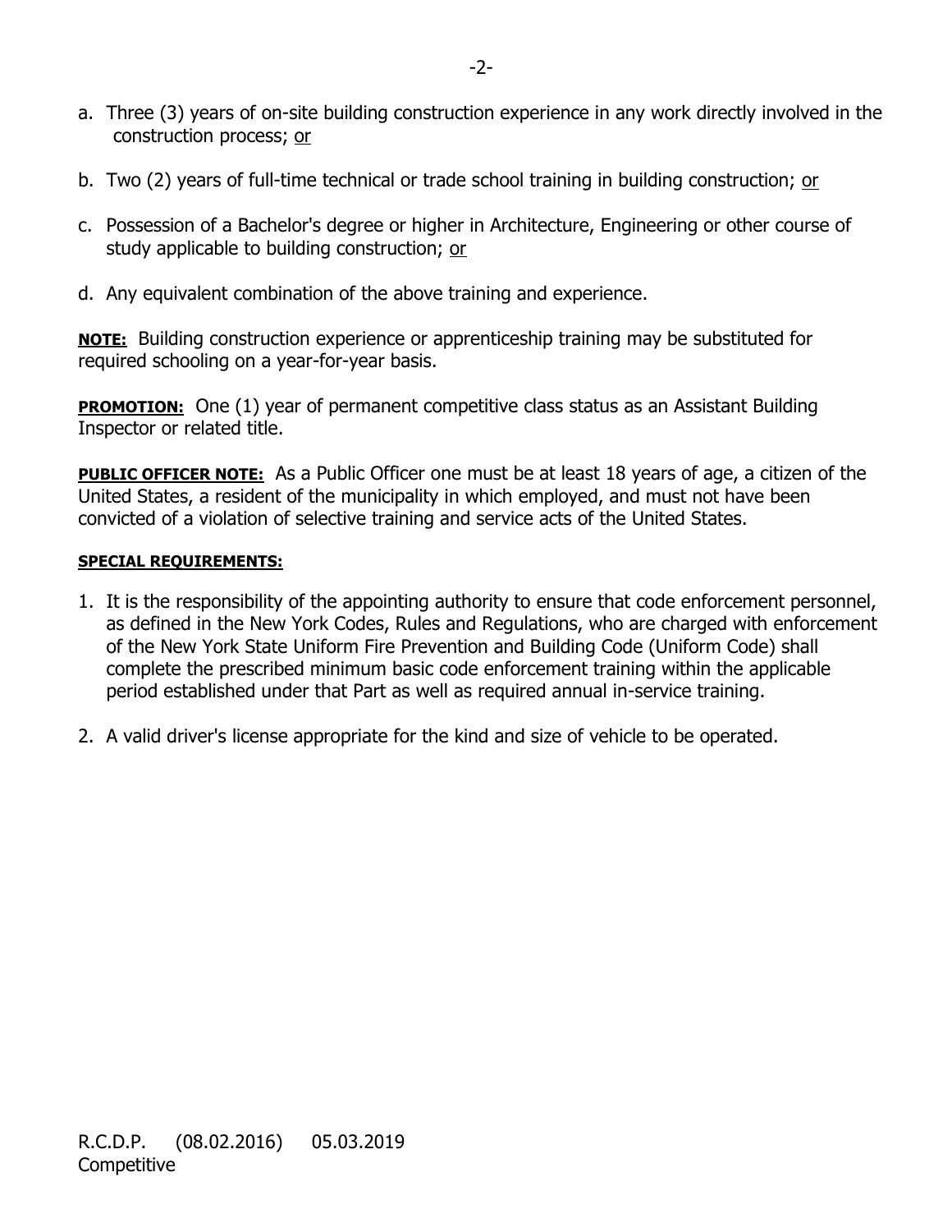a. Three (3) years of on-site building construction experience in any work directly involved in the construction process; <u>or</u>

b. Two (2) years of full-time technical or trade school training in building construction; <u>or</u>

c. Possession of a Bachelor's degree or higher in Architecture, Engineering or other course of study applicable to building construction; <u>or</u>

d. Any equivalent combination of the above training and experience.

**<u>NOTE:</u>** Building construction experience or apprenticeship training may be substituted for required schooling on a year-for-year basis.

**<u>PROMOTION:</u>** One (1) year of permanent competitive class status as an Assistant Building Inspector or related title.

**<u>PUBLIC OFFICER NOTE:</u>** As a Public Officer one must be at least 18 years of age, a citizen of the United States, a resident of the municipality in which employed, and must not have been convicted of a violation of selective training and service acts of the United States.

**<u>SPECIAL REQUIREMENTS:</u>**

1. It is the responsibility of the appointing authority to ensure that code enforcement personnel, as defined in the New York Codes, Rules and Regulations, who are charged with enforcement of the New York State Uniform Fire Prevention and Building Code (Uniform Code) shall complete the prescribed minimum basic code enforcement training within the applicable period established under that Part as well as required annual in-service training.

2. A valid driver's license appropriate for the kind and size of vehicle to be operated.

R.C.D.P. (08.02.2016) 05.03.2019
Competitive